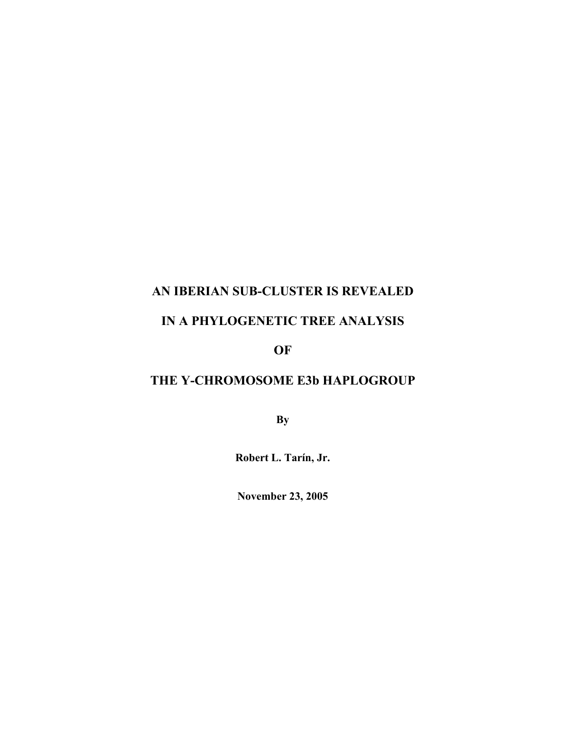# AN IBERIAN SUB-CLUSTER IS REVEALED IN A PHYLOGENETIC TREE ANALYSIS OF THE Y-CHROMOSOME E3b HAPLOGROUP

**By**

**Robert L. Tarín, Jr.**

**November 23, 2005**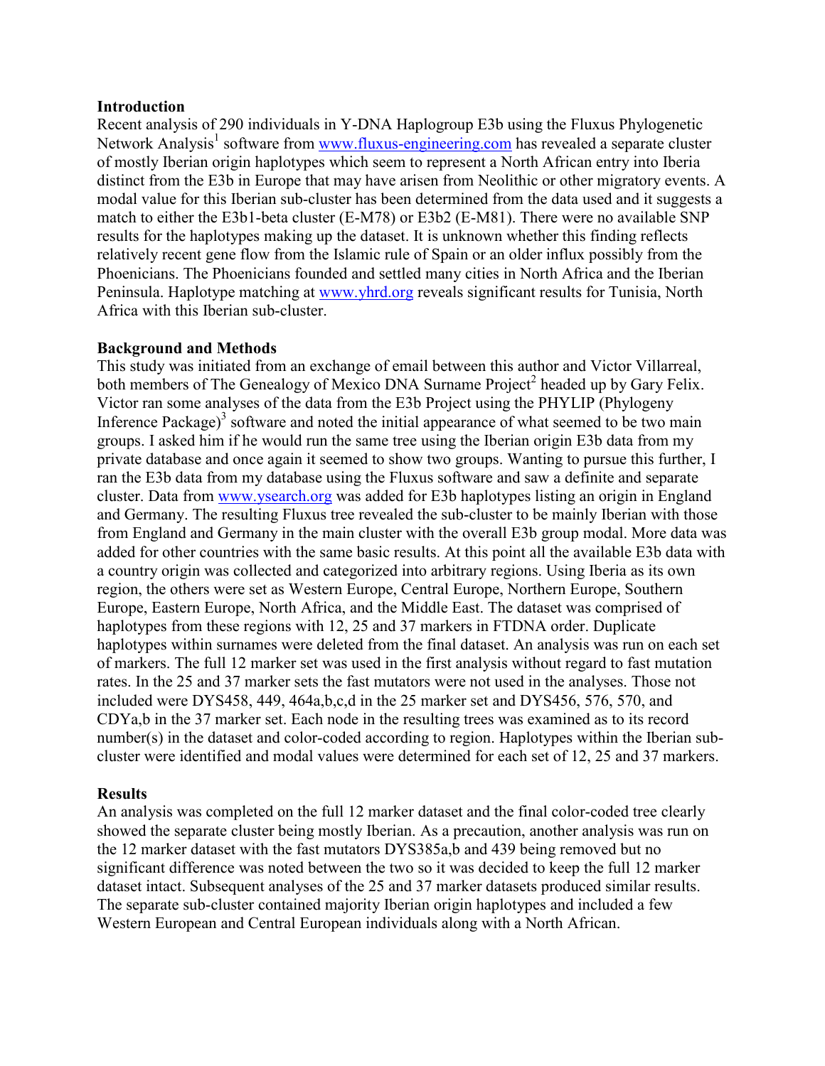## Introduction

Recent analysis of 290 individuals in Y-DNA Haplogroup E3b using the Fluxus Phylogenetic Network Analysis[1] software from www.fluxus-engineering.com has revealed a separate cluster of mostly Iberian origin haplotypes which seem to represent a North African entry into Iberia distinct from the E3b in Europe that may have arisen from Neolithic or other migratory events. A modal value for this Iberian sub-cluster has been determined from the data used and it suggests a match to either the E3b1-beta cluster (E-M78) or E3b2 (E-M81). There were no available SNP results for the haplotypes making up the dataset. It is unknown whether this finding reflects relatively recent gene flow from the Islamic rule of Spain or an older influx possibly from the Phoenicians. The Phoenicians founded and settled many cities in North Africa and the Iberian Peninsula. Haplotype matching at www.yhrd.org reveals significant results for Tunisia, North Africa with this Iberian sub-cluster.

## Background and Methods

This study was initiated from an exchange of email between this author and Victor Villarreal, both members of The Genealogy of Mexico DNA Surname Project[2] headed up by Gary Felix. Victor ran some analyses of the data from the E3b Project using the PHYLIP (Phylogeny Inference Package)[3] software and noted the initial appearance of what seemed to be two main groups. I asked him if he would run the same tree using the Iberian origin E3b data from my private database and once again it seemed to show two groups. Wanting to pursue this further, I ran the E3b data from my database using the Fluxus software and saw a definite and separate cluster. Data from www.ysearch.org was added for E3b haplotypes listing an origin in England and Germany. The resulting Fluxus tree revealed the sub-cluster to be mainly Iberian with those from England and Germany in the main cluster with the overall E3b group modal. More data was added for other countries with the same basic results. At this point all the available E3b data with a country origin was collected and categorized into arbitrary regions. Using Iberia as its own region, the others were set as Western Europe, Central Europe, Northern Europe, Southern Europe, Eastern Europe, North Africa, and the Middle East. The dataset was comprised of haplotypes from these regions with 12, 25 and 37 markers in FTDNA order. Duplicate haplotypes within surnames were deleted from the final dataset. An analysis was run on each set of markers. The full 12 marker set was used in the first analysis without regard to fast mutation rates. In the 25 and 37 marker sets the fast mutators were not used in the analyses. Those not included were DYS458, 449, 464a,b,c,d in the 25 marker set and DYS456, 576, 570, and CDYa,b in the 37 marker set. Each node in the resulting trees was examined as to its record number(s) in the dataset and color-coded according to region. Haplotypes within the Iberian sub-cluster were identified and modal values were determined for each set of 12, 25 and 37 markers.

## Results

An analysis was completed on the full 12 marker dataset and the final color-coded tree clearly showed the separate cluster being mostly Iberian. As a precaution, another analysis was run on the 12 marker dataset with the fast mutators DYS385a,b and 439 being removed but no significant difference was noted between the two so it was decided to keep the full 12 marker dataset intact. Subsequent analyses of the 25 and 37 marker datasets produced similar results. The separate sub-cluster contained majority Iberian origin haplotypes and included a few Western European and Central European individuals along with a North African.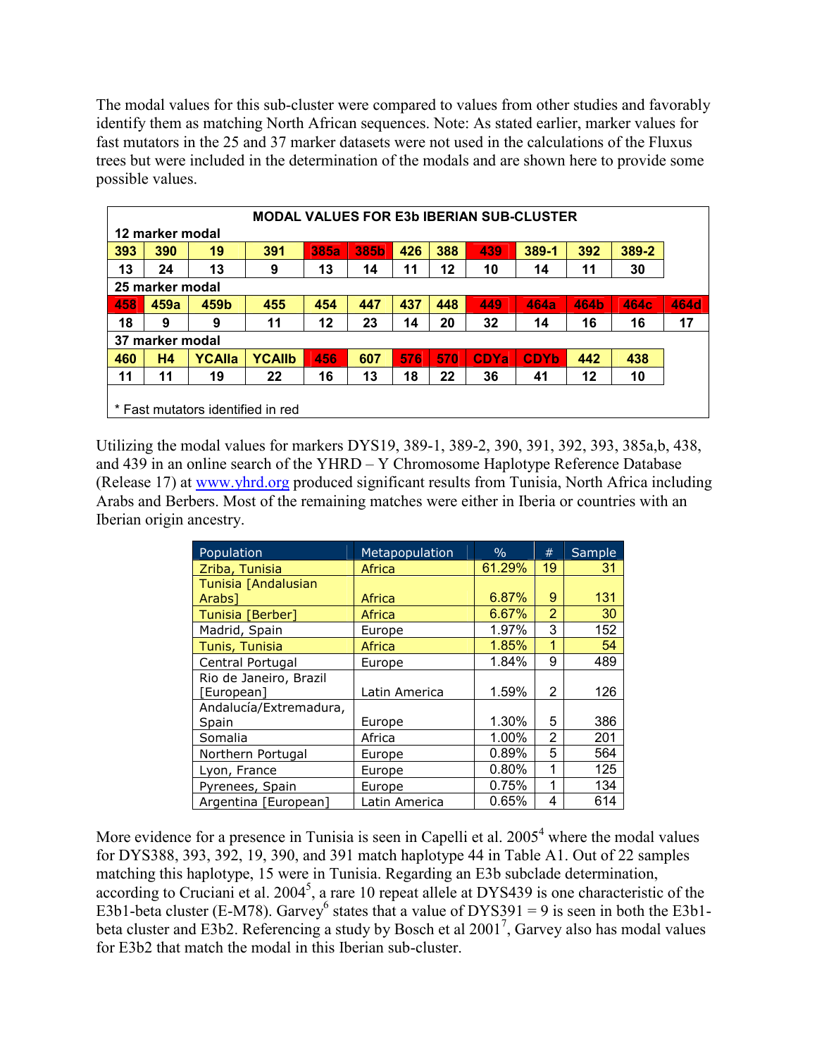The modal values for this sub-cluster were compared to values from other studies and favorably identify them as matching North African sequences. Note: As stated earlier, marker values for fast mutators in the 25 and 37 marker datasets were not used in the calculations of the Fluxus trees but were included in the determination of the modals and are shown here to provide some possible values.

**MODAL VALUES FOR E3b IBERIAN SUB-CLUSTER**

**12 marker modal**

| 393 | 390 | 19 | 391 | 385a | 385b | 426 | 388 | 439 | 389-1 | 392 | 389-2 |
|---|---|---|---|---|---|---|---|---|---|---|---|
| 13 | 24 | 13 | 9 | 13 | 14 | 11 | 12 | 10 | 14 | 11 | 30 |

**25 marker modal**

| 458 | 459a | 459b | 455 | 454 | 447 | 437 | 448 | 449 | 464a | 464b | 464c | 464d |
|---|---|---|---|---|---|---|---|---|---|---|---|---|
| 18 | 9 | 9 | 11 | 12 | 23 | 14 | 20 | 32 | 14 | 16 | 16 | 17 |

**37 marker modal**

| 460 | H4 | YCAIIa | YCAIIb | 456 | 607 | 576 | 570 | CDYa | CDYb | 442 | 438 |
|---|---|---|---|---|---|---|---|---|---|---|---|
| 11 | 11 | 19 | 22 | 16 | 13 | 18 | 22 | 36 | 41 | 12 | 10 |

\* Fast mutators identified in red

Utilizing the modal values for markers DYS19, 389-1, 389-2, 390, 391, 392, 393, 385a,b, 438, and 439 in an online search of the YHRD – Y Chromosome Haplotype Reference Database (Release 17) at www.yhrd.org produced significant results from Tunisia, North Africa including Arabs and Berbers. Most of the remaining matches were either in Iberia or countries with an Iberian origin ancestry.

| Population | Metapopulation | % | # | Sample |
|---|---|---|---|---|
| Zriba, Tunisia | Africa | 61.29% | 19 | 31 |
| Tunisia [Andalusian Arabs] | Africa | 6.87% | 9 | 131 |
| Tunisia [Berber] | Africa | 6.67% | 2 | 30 |
| Madrid, Spain | Europe | 1.97% | 3 | 152 |
| Tunis, Tunisia | Africa | 1.85% | 1 | 54 |
| Central Portugal | Europe | 1.84% | 9 | 489 |
| Rio de Janeiro, Brazil [European] | Latin America | 1.59% | 2 | 126 |
| Andalucía/Extremadura, Spain | Europe | 1.30% | 5 | 386 |
| Somalia | Africa | 1.00% | 2 | 201 |
| Northern Portugal | Europe | 0.89% | 5 | 564 |
| Lyon, France | Europe | 0.80% | 1 | 125 |
| Pyrenees, Spain | Europe | 0.75% | 1 | 134 |
| Argentina [European] | Latin America | 0.65% | 4 | 614 |

More evidence for a presence in Tunisia is seen in Capelli et al. 2005[4] where the modal values for DYS388, 393, 392, 19, 390, and 391 match haplotype 44 in Table A1. Out of 22 samples matching this haplotype, 15 were in Tunisia. Regarding an E3b subclade determination, according to Cruciani et al. 2004[5], a rare 10 repeat allele at DYS439 is one characteristic of the E3b1-beta cluster (E-M78). Garvey[6] states that a value of DYS391 = 9 is seen in both the E3b1-beta cluster and E3b2. Referencing a study by Bosch et al 2001[7], Garvey also has modal values for E3b2 that match the modal in this Iberian sub-cluster.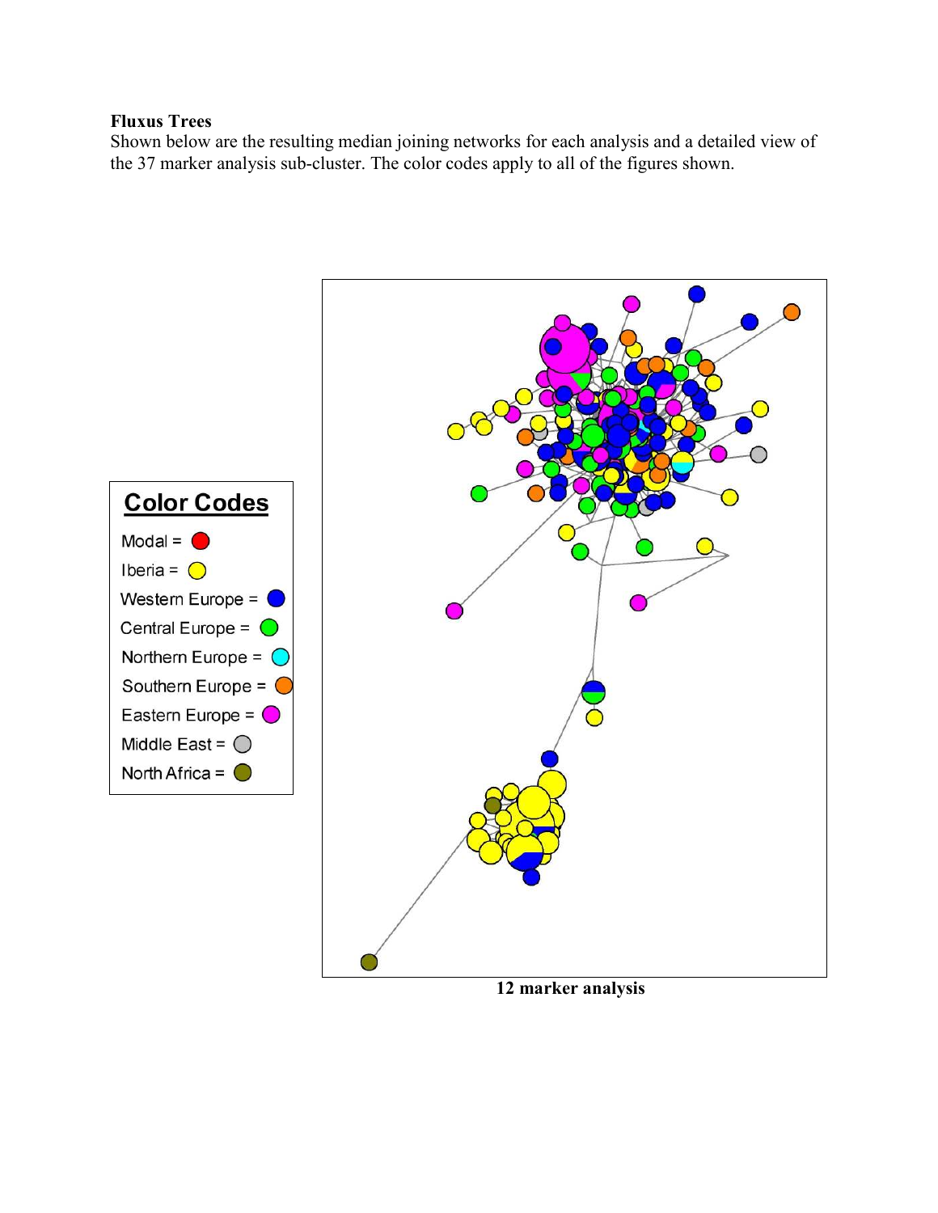**Fluxus Trees**

Shown below are the resulting median joining networks for each analysis and a detailed view of the 37 marker analysis sub-cluster. The color codes apply to all of the figures shown.

**Color Codes**

- Modal = (red)
- Iberia = (yellow)
- Western Europe = (blue)
- Central Europe = (green)
- Northern Europe = (cyan)
- Southern Europe = (orange)
- Eastern Europe = (magenta)
- Middle East = (gray)
- North Africa = (olive)

**12 marker analysis**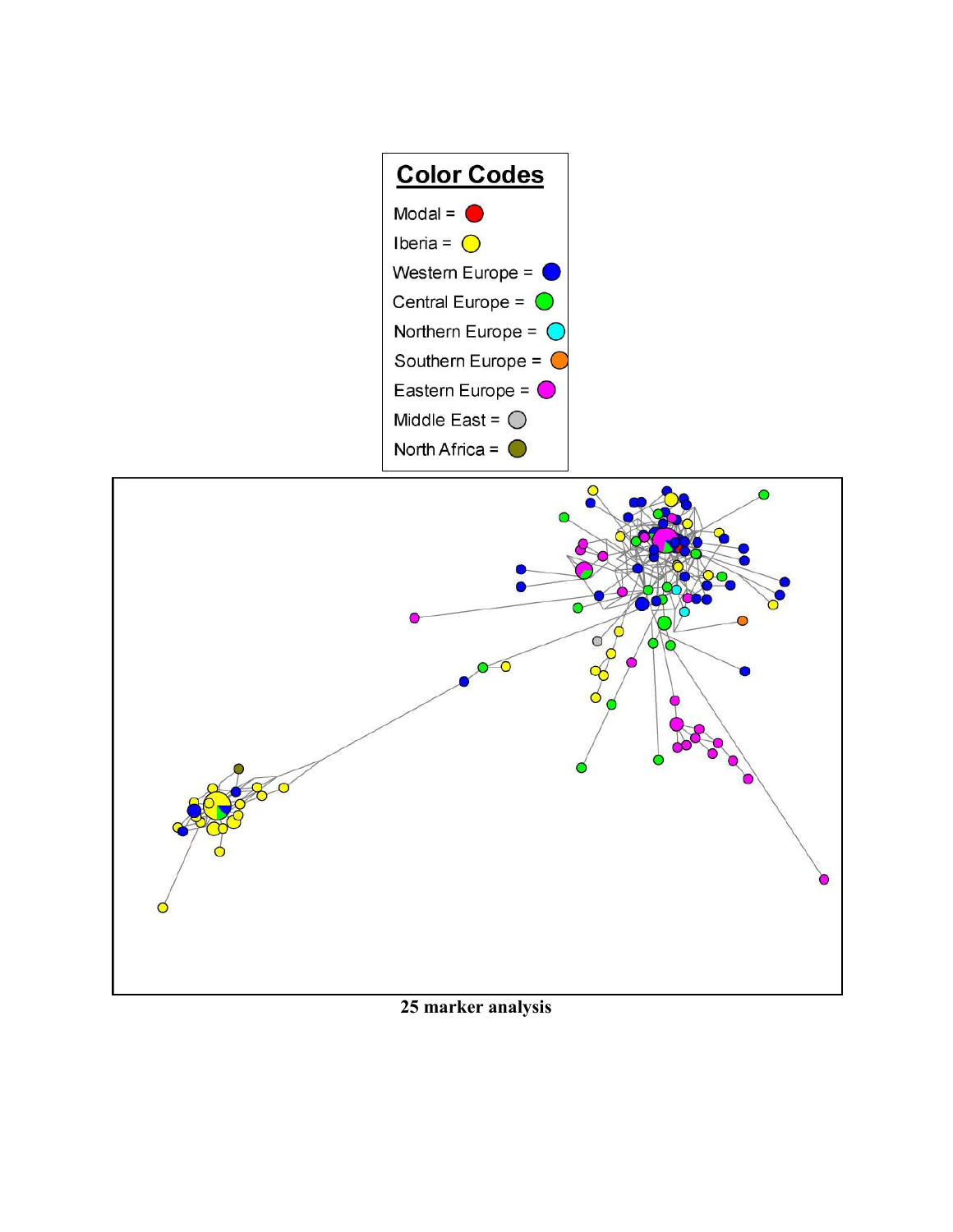**Color Codes**

- Modal = 
- Iberia = 
- Western Europe = 
- Central Europe = 
- Northern Europe = 
- Southern Europe = 
- Eastern Europe = 
- Middle East = 
- North Africa = 

**25 marker analysis**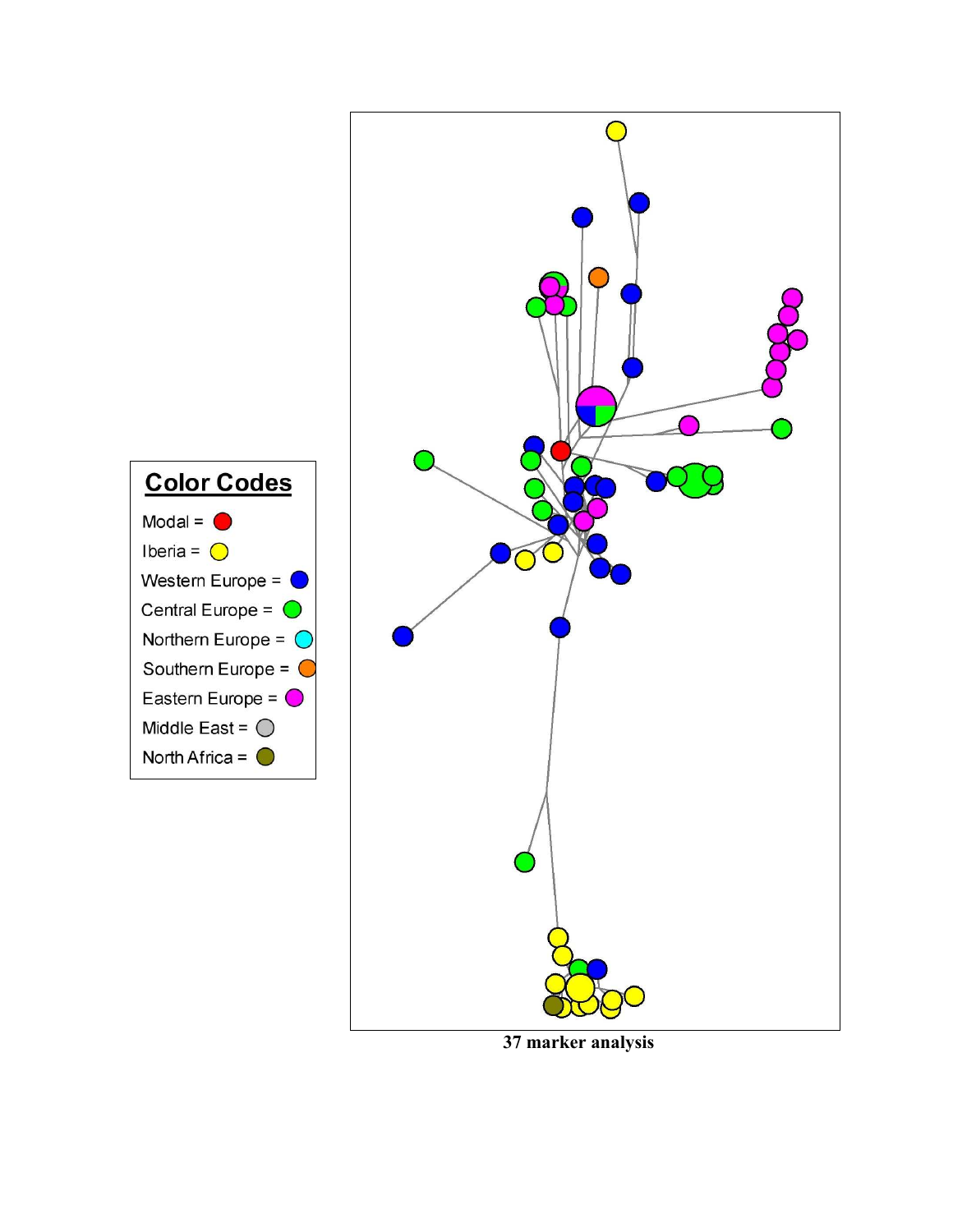**Color Codes**

Modal =

Iberia =

Western Europe =

Central Europe =

Northern Europe =

Southern Europe =

Eastern Europe =

Middle East =

North Africa =

**37 marker analysis**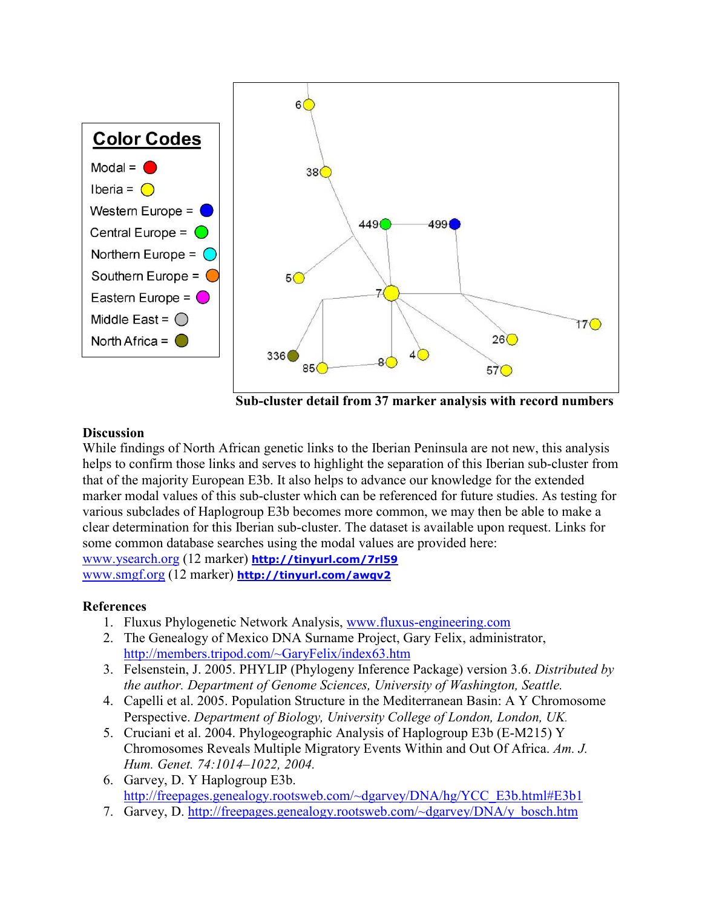**Color Codes**

Modal =

Iberia =

Western Europe =

Central Europe =

Northern Europe =

Southern Europe =

Eastern Europe =

Middle East =

North Africa =

6

38

449

499

5

7

17

26

336

85

8

4

57

**Sub-cluster detail from 37 marker analysis with record numbers**

**Discussion**

While findings of North African genetic links to the Iberian Peninsula are not new, this analysis helps to confirm those links and serves to highlight the separation of this Iberian sub-cluster from that of the majority European E3b. It also helps to advance our knowledge for the extended marker modal values of this sub-cluster which can be referenced for future studies. As testing for various subclades of Haplogroup E3b becomes more common, we may then be able to make a clear determination for this Iberian sub-cluster. The dataset is available upon request. Links for some common database searches using the modal values are provided here:

www.ysearch.org (12 marker) **http://tinyurl.com/7rl59**

www.smgf.org (12 marker) **http://tinyurl.com/awqv2**

**References**

1. Fluxus Phylogenetic Network Analysis, www.fluxus-engineering.com
2. The Genealogy of Mexico DNA Surname Project, Gary Felix, administrator, http://members.tripod.com/~GaryFelix/index63.htm
3. Felsenstein, J. 2005. PHYLIP (Phylogeny Inference Package) version 3.6. *Distributed by the author. Department of Genome Sciences, University of Washington, Seattle.*
4. Capelli et al. 2005. Population Structure in the Mediterranean Basin: A Y Chromosome Perspective. *Department of Biology, University College of London, London, UK.*
5. Cruciani et al. 2004. Phylogeographic Analysis of Haplogroup E3b (E-M215) Y Chromosomes Reveals Multiple Migratory Events Within and Out Of Africa. *Am. J. Hum. Genet. 74:1014–1022, 2004.*
6. Garvey, D. Y Haplogroup E3b. http://freepages.genealogy.rootsweb.com/~dgarvey/DNA/hg/YCC_E3b.html#E3b1
7. Garvey, D. http://freepages.genealogy.rootsweb.com/~dgarvey/DNA/y_bosch.htm